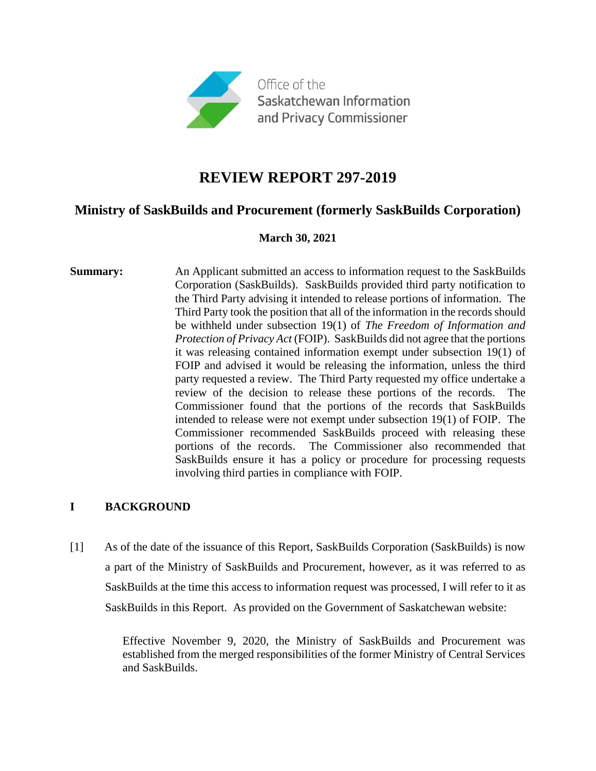Office of the Saskatchewan Information and Privacy Commissioner

# REVIEW REPORT 297-2019

## Ministry of SaskBuilds and Procurement (formerly SaskBuilds Corporation)

**March 30, 2021**

**Summary:** An Applicant submitted an access to information request to the SaskBuilds Corporation (SaskBuilds). SaskBuilds provided third party notification to the Third Party advising it intended to release portions of information. The Third Party took the position that all of the information in the records should be withheld under subsection 19(1) of *The Freedom of Information and Protection of Privacy Act* (FOIP). SaskBuilds did not agree that the portions it was releasing contained information exempt under subsection 19(1) of FOIP and advised it would be releasing the information, unless the third party requested a review. The Third Party requested my office undertake a review of the decision to release these portions of the records. The Commissioner found that the portions of the records that SaskBuilds intended to release were not exempt under subsection 19(1) of FOIP. The Commissioner recommended SaskBuilds proceed with releasing these portions of the records. The Commissioner also recommended that SaskBuilds ensure it has a policy or procedure for processing requests involving third parties in compliance with FOIP.

## I BACKGROUND

[1] As of the date of the issuance of this Report, SaskBuilds Corporation (SaskBuilds) is now a part of the Ministry of SaskBuilds and Procurement, however, as it was referred to as SaskBuilds at the time this access to information request was processed, I will refer to it as SaskBuilds in this Report. As provided on the Government of Saskatchewan website:

> Effective November 9, 2020, the Ministry of SaskBuilds and Procurement was established from the merged responsibilities of the former Ministry of Central Services and SaskBuilds.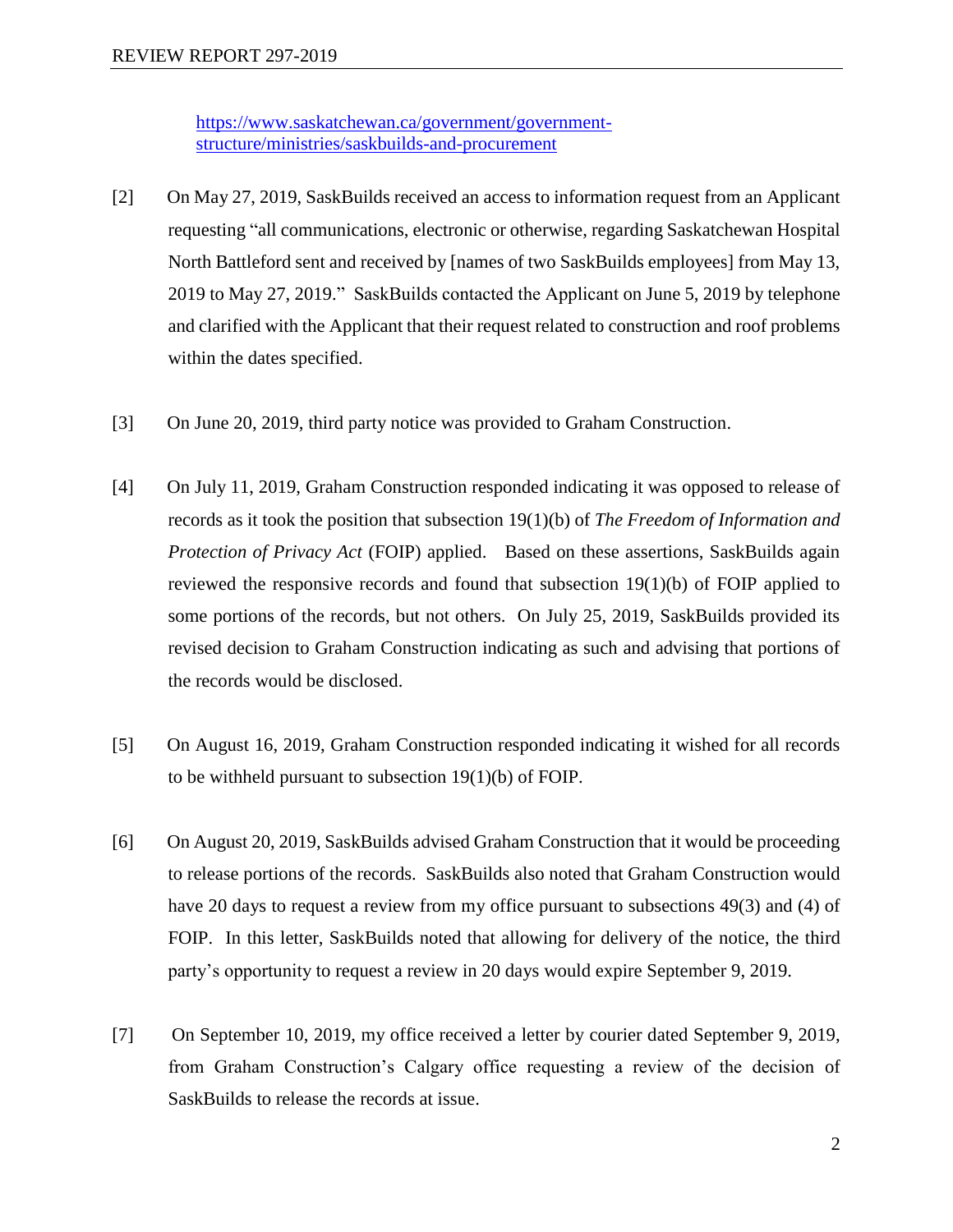[https://www.saskatchewan.ca/government/government-structure/ministries/saskbuilds-and-procurement](https://www.saskatchewan.ca/government/government-structure/ministries/saskbuilds-and-procurement)

[2] On May 27, 2019, SaskBuilds received an access to information request from an Applicant requesting "all communications, electronic or otherwise, regarding Saskatchewan Hospital North Battleford sent and received by [names of two SaskBuilds employees] from May 13, 2019 to May 27, 2019." SaskBuilds contacted the Applicant on June 5, 2019 by telephone and clarified with the Applicant that their request related to construction and roof problems within the dates specified.

[3] On June 20, 2019, third party notice was provided to Graham Construction.

[4] On July 11, 2019, Graham Construction responded indicating it was opposed to release of records as it took the position that subsection 19(1)(b) of *The Freedom of Information and Protection of Privacy Act* (FOIP) applied. Based on these assertions, SaskBuilds again reviewed the responsive records and found that subsection 19(1)(b) of FOIP applied to some portions of the records, but not others. On July 25, 2019, SaskBuilds provided its revised decision to Graham Construction indicating as such and advising that portions of the records would be disclosed.

[5] On August 16, 2019, Graham Construction responded indicating it wished for all records to be withheld pursuant to subsection 19(1)(b) of FOIP.

[6] On August 20, 2019, SaskBuilds advised Graham Construction that it would be proceeding to release portions of the records. SaskBuilds also noted that Graham Construction would have 20 days to request a review from my office pursuant to subsections 49(3) and (4) of FOIP. In this letter, SaskBuilds noted that allowing for delivery of the notice, the third party's opportunity to request a review in 20 days would expire September 9, 2019.

[7] On September 10, 2019, my office received a letter by courier dated September 9, 2019, from Graham Construction's Calgary office requesting a review of the decision of SaskBuilds to release the records at issue.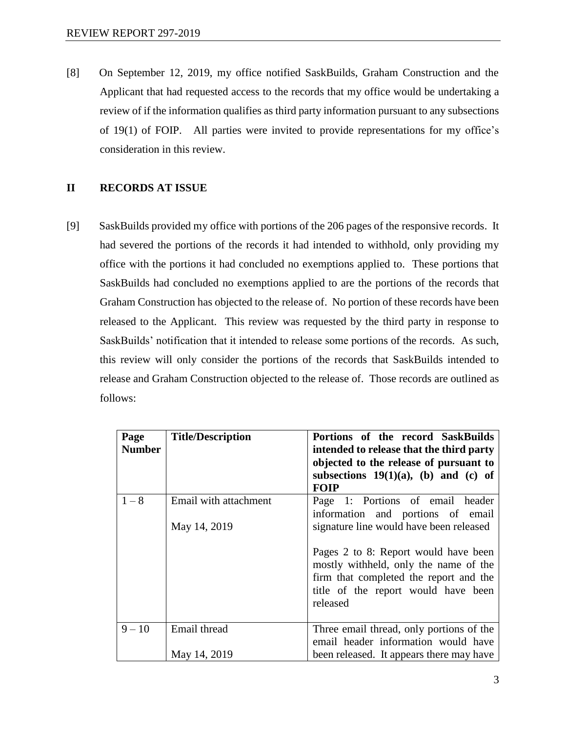[8] On September 12, 2019, my office notified SaskBuilds, Graham Construction and the Applicant that had requested access to the records that my office would be undertaking a review of if the information qualifies as third party information pursuant to any subsections of 19(1) of FOIP. All parties were invited to provide representations for my office's consideration in this review.

## II RECORDS AT ISSUE

[9] SaskBuilds provided my office with portions of the 206 pages of the responsive records. It had severed the portions of the records it had intended to withhold, only providing my office with the portions it had concluded no exemptions applied to. These portions that SaskBuilds had concluded no exemptions applied to are the portions of the records that Graham Construction has objected to the release of. No portion of these records have been released to the Applicant. This review was requested by the third party in response to SaskBuilds' notification that it intended to release some portions of the records. As such, this review will only consider the portions of the records that SaskBuilds intended to release and Graham Construction objected to the release of. Those records are outlined as follows:

| Page Number | Title/Description | Portions of the record SaskBuilds intended to release that the third party objected to the release of pursuant to subsections 19(1)(a), (b) and (c) of FOIP |
|---|---|---|
| 1 – 8 | Email with attachment<br><br>May 14, 2019 | Page 1: Portions of email header information and portions of email signature line would have been released<br><br>Pages 2 to 8: Report would have been mostly withheld, only the name of the firm that completed the report and the title of the report would have been released |
| 9 – 10 | Email thread<br><br>May 14, 2019 | Three email thread, only portions of the email header information would have been released. It appears there may have |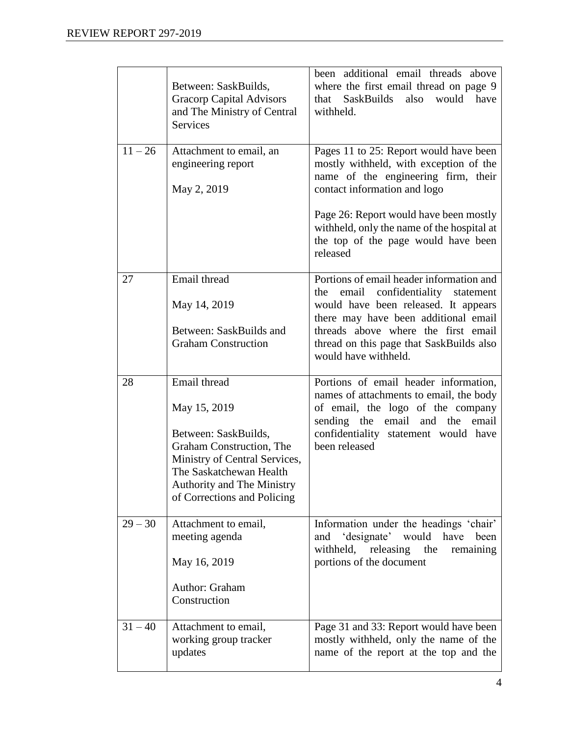|  |  |  |
|---|---|---|
|  | Between: SaskBuilds, Gracorp Capital Advisors and The Ministry of Central Services | been additional email threads above where the first email thread on page 9 that SaskBuilds also would have withheld. |
| 11 – 26 | Attachment to email, an engineering report<br><br>May 2, 2019 | Pages 11 to 25: Report would have been mostly withheld, with exception of the name of the engineering firm, their contact information and logo<br><br>Page 26: Report would have been mostly withheld, only the name of the hospital at the top of the page would have been released |
| 27 | Email thread<br><br>May 14, 2019<br><br>Between: SaskBuilds and Graham Construction | Portions of email header information and the email confidentiality statement would have been released. It appears there may have been additional email threads above where the first email thread on this page that SaskBuilds also would have withheld. |
| 28 | Email thread<br><br>May 15, 2019<br><br>Between: SaskBuilds, Graham Construction, The Ministry of Central Services, The Saskatchewan Health Authority and The Ministry of Corrections and Policing | Portions of email header information, names of attachments to email, the body of email, the logo of the company sending the email and the email confidentiality statement would have been released |
| 29 – 30 | Attachment to email, meeting agenda<br><br>May 16, 2019<br><br>Author: Graham Construction | Information under the headings 'chair' and 'designate' would have been withheld, releasing the remaining portions of the document |
| 31 – 40 | Attachment to email, working group tracker updates | Page 31 and 33: Report would have been mostly withheld, only the name of the name of the report at the top and the |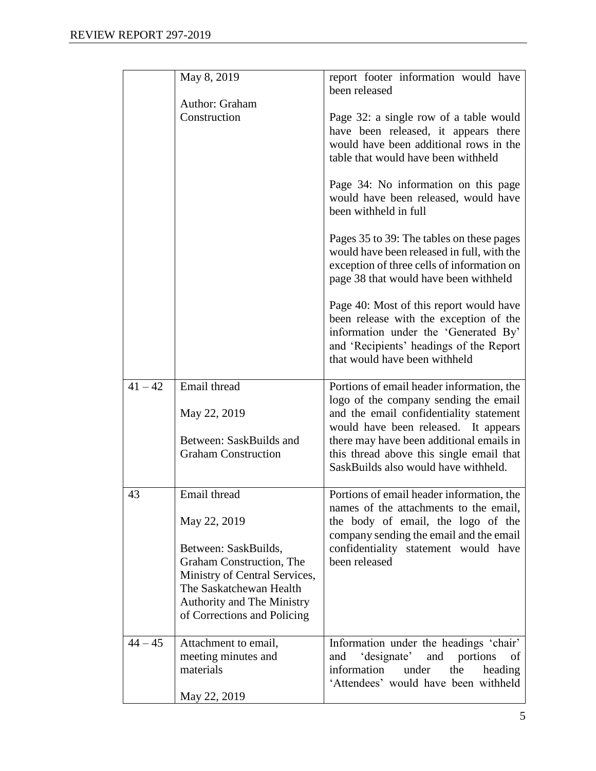| | | |
|---|---|---|
| | May 8, 2019<br><br>Author: Graham Construction | report footer information would have been released<br><br>Page 32: a single row of a table would have been released, it appears there would have been additional rows in the table that would have been withheld<br><br>Page 34: No information on this page would have been released, would have been withheld in full<br><br>Pages 35 to 39: The tables on these pages would have been released in full, with the exception of three cells of information on page 38 that would have been withheld<br><br>Page 40: Most of this report would have been release with the exception of the information under the 'Generated By' and 'Recipients' headings of the Report that would have been withheld |
| 41 – 42 | Email thread<br><br>May 22, 2019<br><br>Between: SaskBuilds and Graham Construction | Portions of email header information, the logo of the company sending the email and the email confidentiality statement would have been released. It appears there may have been additional emails in this thread above this single email that SaskBuilds also would have withheld. |
| 43 | Email thread<br><br>May 22, 2019<br><br>Between: SaskBuilds, Graham Construction, The Ministry of Central Services, The Saskatchewan Health Authority and The Ministry of Corrections and Policing | Portions of email header information, the names of the attachments to the email, the body of email, the logo of the company sending the email and the email confidentiality statement would have been released |
| 44 – 45 | Attachment to email, meeting minutes and materials<br><br>May 22, 2019 | Information under the headings 'chair' and 'designate' and portions of information under the heading 'Attendees' would have been withheld |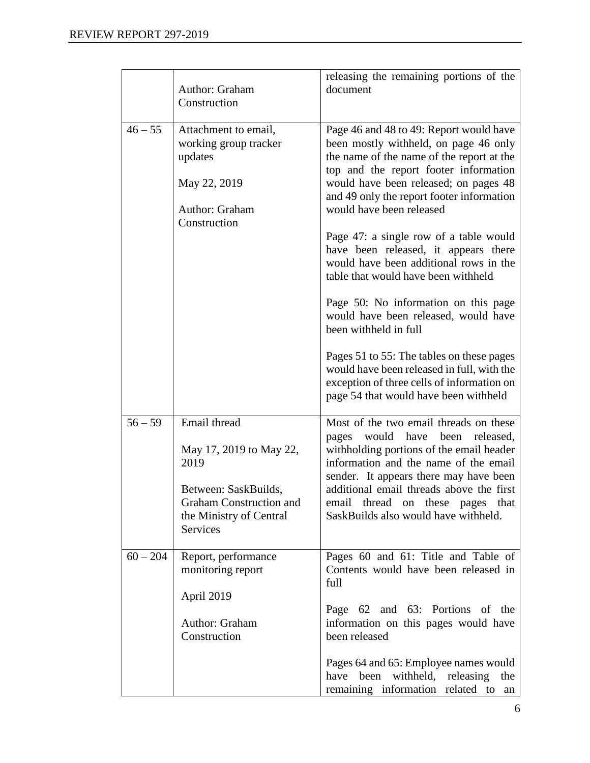| | | |
|---|---|---|
| | Author: Graham Construction | releasing the remaining portions of the document |
| 46 – 55 | Attachment to email, working group tracker updates<br><br>May 22, 2019<br><br>Author: Graham Construction | Page 46 and 48 to 49: Report would have been mostly withheld, on page 46 only the name of the name of the report at the top and the report footer information would have been released; on pages 48 and 49 only the report footer information would have been released<br><br>Page 47: a single row of a table would have been released, it appears there would have been additional rows in the table that would have been withheld<br><br>Page 50: No information on this page would have been released, would have been withheld in full<br><br>Pages 51 to 55: The tables on these pages would have been released in full, with the exception of three cells of information on page 54 that would have been withheld |
| 56 – 59 | Email thread<br><br>May 17, 2019 to May 22, 2019<br><br>Between: SaskBuilds, Graham Construction and the Ministry of Central Services | Most of the two email threads on these pages would have been released, withholding portions of the email header information and the name of the email sender. It appears there may have been additional email threads above the first email thread on these pages that SaskBuilds also would have withheld. |
| 60 – 204 | Report, performance monitoring report<br><br>April 2019<br><br>Author: Graham Construction | Pages 60 and 61: Title and Table of Contents would have been released in full<br><br>Page 62 and 63: Portions of the information on this pages would have been released<br><br>Pages 64 and 65: Employee names would have been withheld, releasing the remaining information related to an |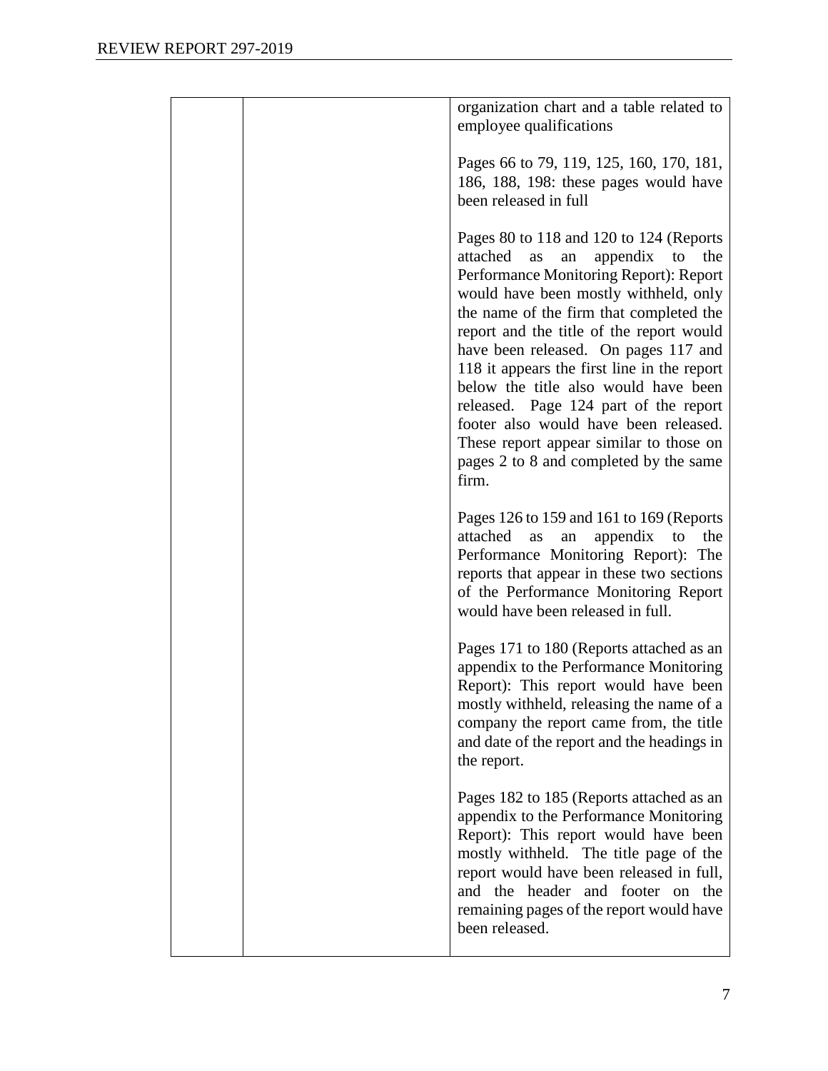| | | |
|---|---|---|
| | | organization chart and a table related to employee qualifications<br><br>Pages 66 to 79, 119, 125, 160, 170, 181, 186, 188, 198: these pages would have been released in full<br><br>Pages 80 to 118 and 120 to 124 (Reports attached as an appendix to the Performance Monitoring Report): Report would have been mostly withheld, only the name of the firm that completed the report and the title of the report would have been released. On pages 117 and 118 it appears the first line in the report below the title also would have been released. Page 124 part of the report footer also would have been released. These report appear similar to those on pages 2 to 8 and completed by the same firm.<br><br>Pages 126 to 159 and 161 to 169 (Reports attached as an appendix to the Performance Monitoring Report): The reports that appear in these two sections of the Performance Monitoring Report would have been released in full.<br><br>Pages 171 to 180 (Reports attached as an appendix to the Performance Monitoring Report): This report would have been mostly withheld, releasing the name of a company the report came from, the title and date of the report and the headings in the report.<br><br>Pages 182 to 185 (Reports attached as an appendix to the Performance Monitoring Report): This report would have been mostly withheld. The title page of the report would have been released in full, and the header and footer on the remaining pages of the report would have been released. |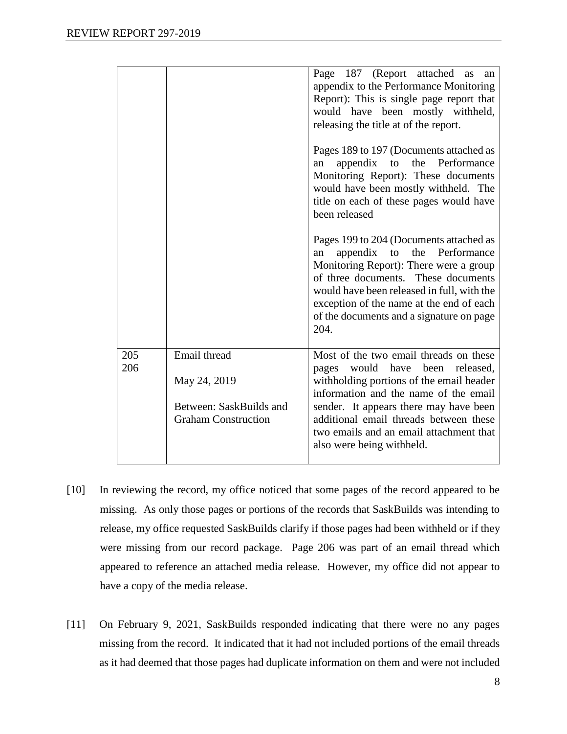| | | |
|---|---|---|
| | | Page 187 (Report attached as an appendix to the Performance Monitoring Report): This is single page report that would have been mostly withheld, releasing the title at of the report.<br><br>Pages 189 to 197 (Documents attached as an appendix to the Performance Monitoring Report): These documents would have been mostly withheld. The title on each of these pages would have been released<br><br>Pages 199 to 204 (Documents attached as an appendix to the Performance Monitoring Report): There were a group of three documents. These documents would have been released in full, with the exception of the name at the end of each of the documents and a signature on page 204. |
| 205 – 206 | Email thread<br><br>May 24, 2019<br><br>Between: SaskBuilds and Graham Construction | Most of the two email threads on these pages would have been released, withholding portions of the email header information and the name of the email sender. It appears there may have been additional email threads between these two emails and an email attachment that also were being withheld. |

[10] In reviewing the record, my office noticed that some pages of the record appeared to be missing. As only those pages or portions of the records that SaskBuilds was intending to release, my office requested SaskBuilds clarify if those pages had been withheld or if they were missing from our record package. Page 206 was part of an email thread which appeared to reference an attached media release. However, my office did not appear to have a copy of the media release.

[11] On February 9, 2021, SaskBuilds responded indicating that there were no any pages missing from the record. It indicated that it had not included portions of the email threads as it had deemed that those pages had duplicate information on them and were not included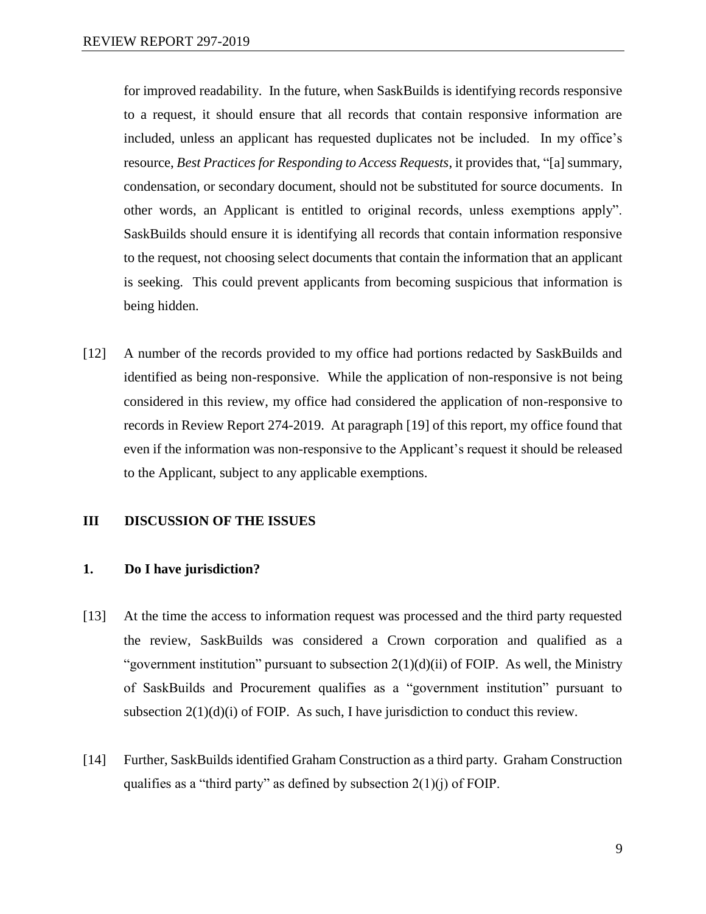for improved readability. In the future, when SaskBuilds is identifying records responsive to a request, it should ensure that all records that contain responsive information are included, unless an applicant has requested duplicates not be included. In my office's resource, *Best Practices for Responding to Access Requests*, it provides that, "[a] summary, condensation, or secondary document, should not be substituted for source documents. In other words, an Applicant is entitled to original records, unless exemptions apply". SaskBuilds should ensure it is identifying all records that contain information responsive to the request, not choosing select documents that contain the information that an applicant is seeking. This could prevent applicants from becoming suspicious that information is being hidden.

[12] A number of the records provided to my office had portions redacted by SaskBuilds and identified as being non-responsive. While the application of non-responsive is not being considered in this review, my office had considered the application of non-responsive to records in Review Report 274-2019. At paragraph [19] of this report, my office found that even if the information was non-responsive to the Applicant's request it should be released to the Applicant, subject to any applicable exemptions.

## III DISCUSSION OF THE ISSUES

### 1. Do I have jurisdiction?

[13] At the time the access to information request was processed and the third party requested the review, SaskBuilds was considered a Crown corporation and qualified as a "government institution" pursuant to subsection 2(1)(d)(ii) of FOIP. As well, the Ministry of SaskBuilds and Procurement qualifies as a "government institution" pursuant to subsection 2(1)(d)(i) of FOIP. As such, I have jurisdiction to conduct this review.

[14] Further, SaskBuilds identified Graham Construction as a third party. Graham Construction qualifies as a "third party" as defined by subsection 2(1)(j) of FOIP.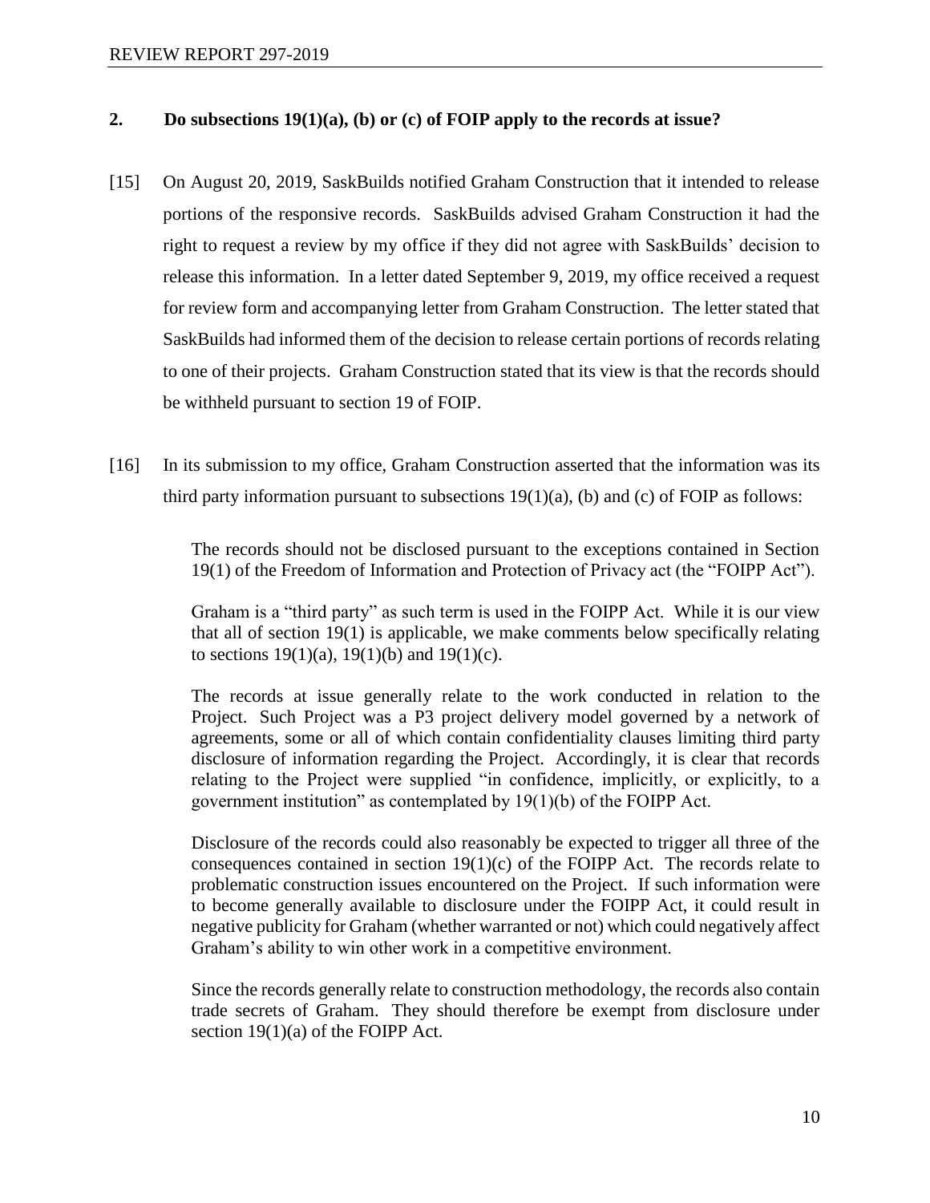## 2. Do subsections 19(1)(a), (b) or (c) of FOIP apply to the records at issue?

[15] On August 20, 2019, SaskBuilds notified Graham Construction that it intended to release portions of the responsive records. SaskBuilds advised Graham Construction it had the right to request a review by my office if they did not agree with SaskBuilds' decision to release this information. In a letter dated September 9, 2019, my office received a request for review form and accompanying letter from Graham Construction. The letter stated that SaskBuilds had informed them of the decision to release certain portions of records relating to one of their projects. Graham Construction stated that its view is that the records should be withheld pursuant to section 19 of FOIP.

[16] In its submission to my office, Graham Construction asserted that the information was its third party information pursuant to subsections 19(1)(a), (b) and (c) of FOIP as follows:

> The records should not be disclosed pursuant to the exceptions contained in Section 19(1) of the Freedom of Information and Protection of Privacy act (the "FOIPP Act").
>
> Graham is a "third party" as such term is used in the FOIPP Act. While it is our view that all of section 19(1) is applicable, we make comments below specifically relating to sections 19(1)(a), 19(1)(b) and 19(1)(c).
>
> The records at issue generally relate to the work conducted in relation to the Project. Such Project was a P3 project delivery model governed by a network of agreements, some or all of which contain confidentiality clauses limiting third party disclosure of information regarding the Project. Accordingly, it is clear that records relating to the Project were supplied "in confidence, implicitly, or explicitly, to a government institution" as contemplated by 19(1)(b) of the FOIPP Act.
>
> Disclosure of the records could also reasonably be expected to trigger all three of the consequences contained in section 19(1)(c) of the FOIPP Act. The records relate to problematic construction issues encountered on the Project. If such information were to become generally available to disclosure under the FOIPP Act, it could result in negative publicity for Graham (whether warranted or not) which could negatively affect Graham's ability to win other work in a competitive environment.
>
> Since the records generally relate to construction methodology, the records also contain trade secrets of Graham. They should therefore be exempt from disclosure under section 19(1)(a) of the FOIPP Act.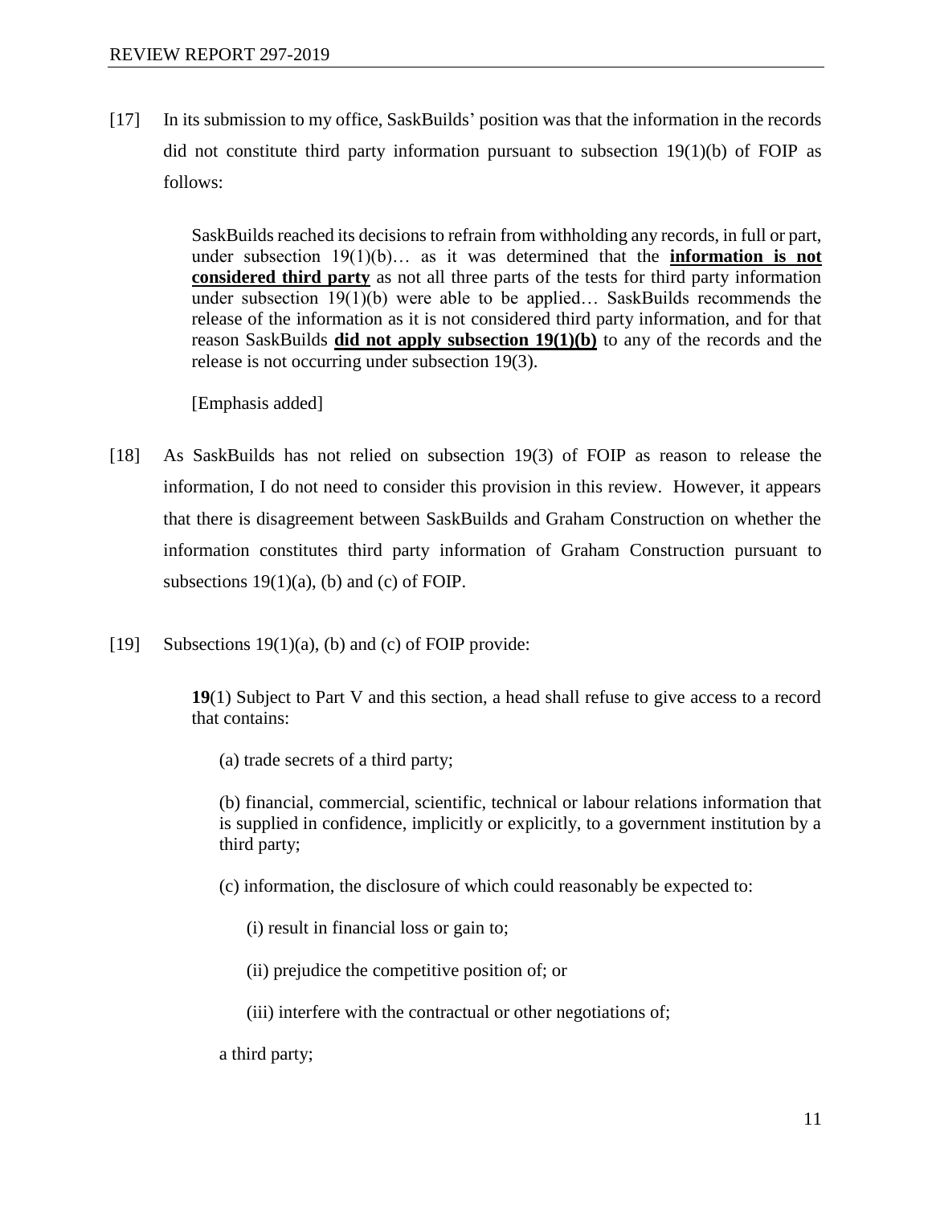[17] In its submission to my office, SaskBuilds' position was that the information in the records did not constitute third party information pursuant to subsection 19(1)(b) of FOIP as follows:

> SaskBuilds reached its decisions to refrain from withholding any records, in full or part, under subsection 19(1)(b)… as it was determined that the **information is not considered third party** as not all three parts of the tests for third party information under subsection 19(1)(b) were able to be applied… SaskBuilds recommends the release of the information as it is not considered third party information, and for that reason SaskBuilds **did not apply subsection 19(1)(b)** to any of the records and the release is not occurring under subsection 19(3).
>
> [Emphasis added]

[18] As SaskBuilds has not relied on subsection 19(3) of FOIP as reason to release the information, I do not need to consider this provision in this review. However, it appears that there is disagreement between SaskBuilds and Graham Construction on whether the information constitutes third party information of Graham Construction pursuant to subsections 19(1)(a), (b) and (c) of FOIP.

[19] Subsections 19(1)(a), (b) and (c) of FOIP provide:

> **19**(1) Subject to Part V and this section, a head shall refuse to give access to a record that contains:
>
> (a) trade secrets of a third party;
>
> (b) financial, commercial, scientific, technical or labour relations information that is supplied in confidence, implicitly or explicitly, to a government institution by a third party;
>
> (c) information, the disclosure of which could reasonably be expected to:
>
> (i) result in financial loss or gain to;
>
> (ii) prejudice the competitive position of; or
>
> (iii) interfere with the contractual or other negotiations of;
>
> a third party;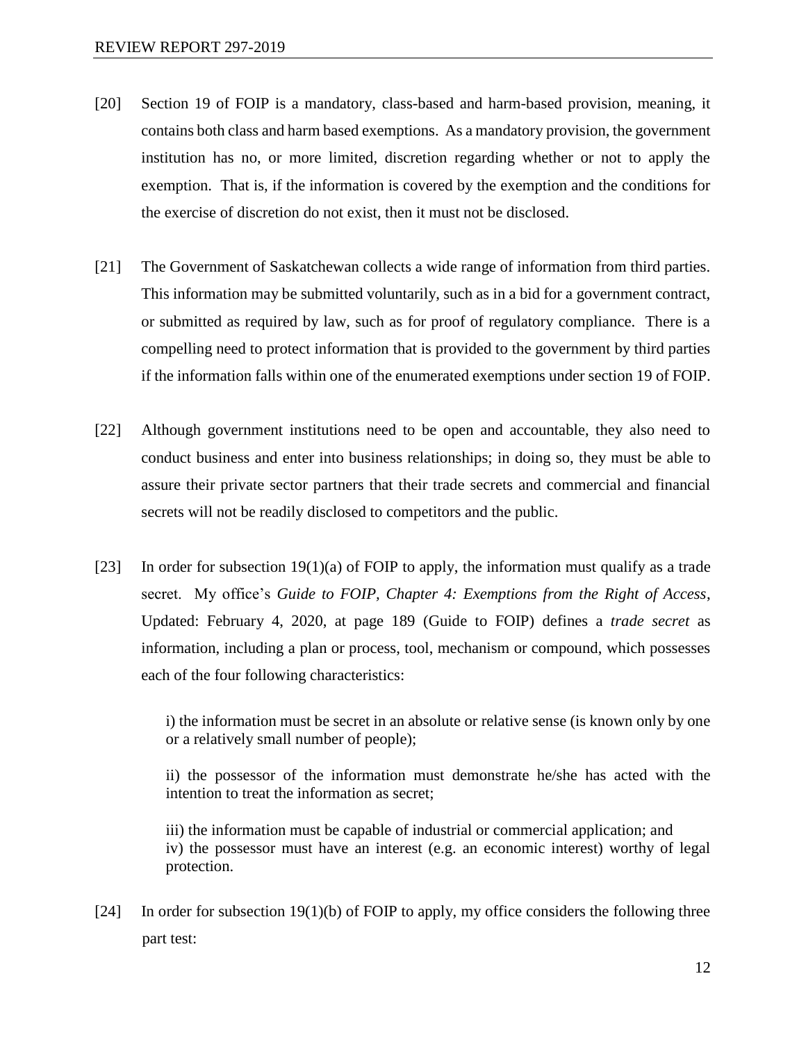[20] Section 19 of FOIP is a mandatory, class-based and harm-based provision, meaning, it contains both class and harm based exemptions. As a mandatory provision, the government institution has no, or more limited, discretion regarding whether or not to apply the exemption. That is, if the information is covered by the exemption and the conditions for the exercise of discretion do not exist, then it must not be disclosed.

[21] The Government of Saskatchewan collects a wide range of information from third parties. This information may be submitted voluntarily, such as in a bid for a government contract, or submitted as required by law, such as for proof of regulatory compliance. There is a compelling need to protect information that is provided to the government by third parties if the information falls within one of the enumerated exemptions under section 19 of FOIP.

[22] Although government institutions need to be open and accountable, they also need to conduct business and enter into business relationships; in doing so, they must be able to assure their private sector partners that their trade secrets and commercial and financial secrets will not be readily disclosed to competitors and the public.

[23] In order for subsection 19(1)(a) of FOIP to apply, the information must qualify as a trade secret. My office's *Guide to FOIP, Chapter 4: Exemptions from the Right of Access*, Updated: February 4, 2020, at page 189 (Guide to FOIP) defines a *trade secret* as information, including a plan or process, tool, mechanism or compound, which possesses each of the four following characteristics:

> i) the information must be secret in an absolute or relative sense (is known only by one or a relatively small number of people);
>
> ii) the possessor of the information must demonstrate he/she has acted with the intention to treat the information as secret;
>
> iii) the information must be capable of industrial or commercial application; and
> iv) the possessor must have an interest (e.g. an economic interest) worthy of legal protection.

[24] In order for subsection 19(1)(b) of FOIP to apply, my office considers the following three part test: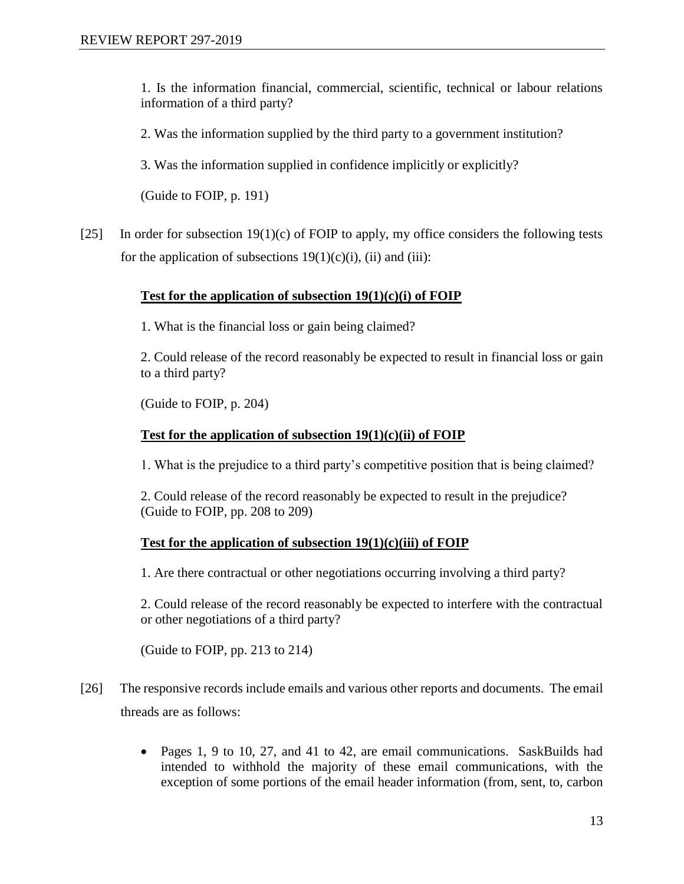1. Is the information financial, commercial, scientific, technical or labour relations information of a third party?

2. Was the information supplied by the third party to a government institution?

3. Was the information supplied in confidence implicitly or explicitly?

(Guide to FOIP, p. 191)

[25] In order for subsection 19(1)(c) of FOIP to apply, my office considers the following tests for the application of subsections 19(1)(c)(i), (ii) and (iii):

**Test for the application of subsection 19(1)(c)(i) of FOIP**

1. What is the financial loss or gain being claimed?

2. Could release of the record reasonably be expected to result in financial loss or gain to a third party?

(Guide to FOIP, p. 204)

**Test for the application of subsection 19(1)(c)(ii) of FOIP**

1. What is the prejudice to a third party's competitive position that is being claimed?

2. Could release of the record reasonably be expected to result in the prejudice?
(Guide to FOIP, pp. 208 to 209)

**Test for the application of subsection 19(1)(c)(iii) of FOIP**

1. Are there contractual or other negotiations occurring involving a third party?

2. Could release of the record reasonably be expected to interfere with the contractual or other negotiations of a third party?

(Guide to FOIP, pp. 213 to 214)

[26] The responsive records include emails and various other reports and documents. The email threads are as follows:

- Pages 1, 9 to 10, 27, and 41 to 42, are email communications. SaskBuilds had intended to withhold the majority of these email communications, with the exception of some portions of the email header information (from, sent, to, carbon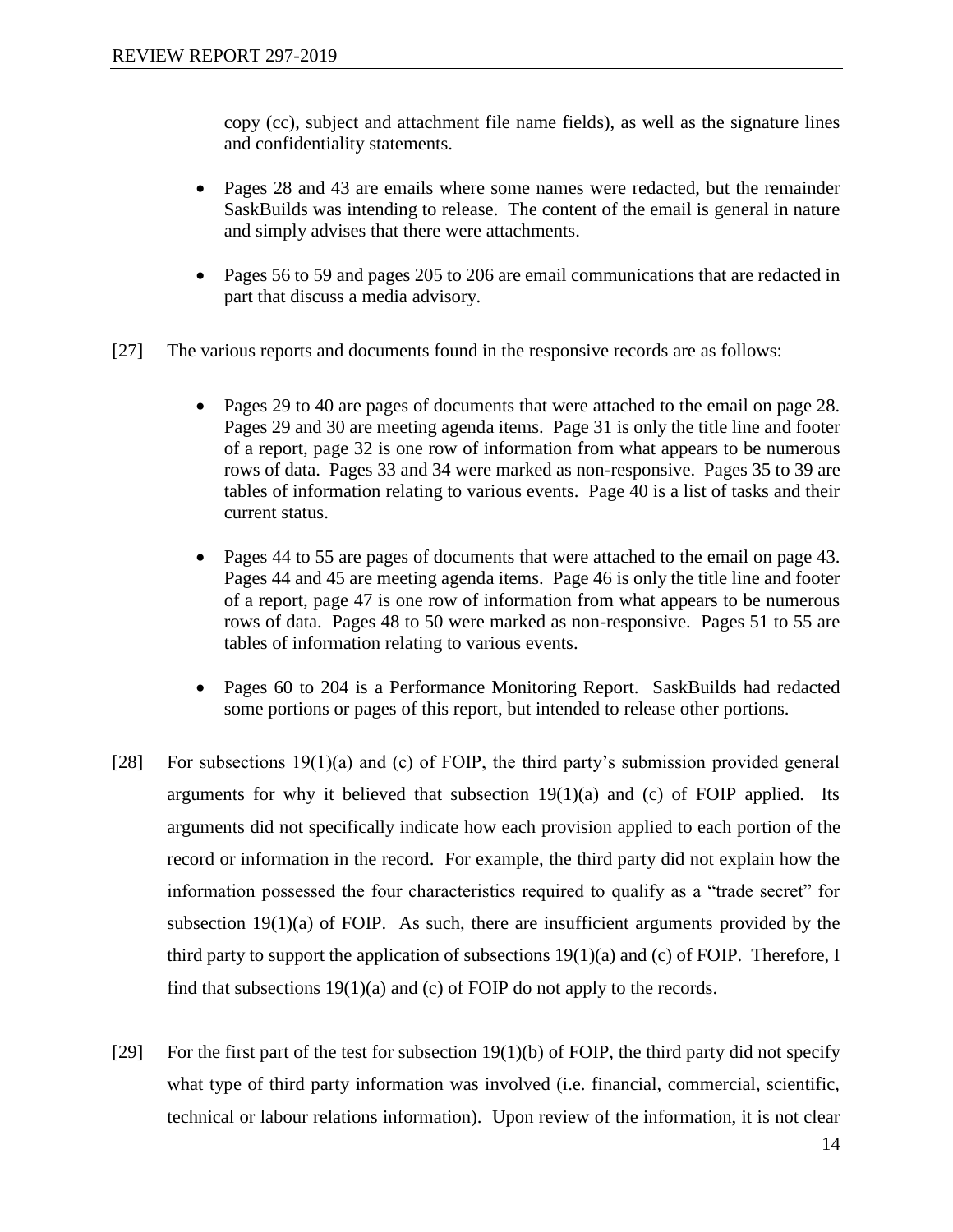copy (cc), subject and attachment file name fields), as well as the signature lines and confidentiality statements.

- Pages 28 and 43 are emails where some names were redacted, but the remainder SaskBuilds was intending to release. The content of the email is general in nature and simply advises that there were attachments.

- Pages 56 to 59 and pages 205 to 206 are email communications that are redacted in part that discuss a media advisory.

[27] The various reports and documents found in the responsive records are as follows:

- Pages 29 to 40 are pages of documents that were attached to the email on page 28. Pages 29 and 30 are meeting agenda items. Page 31 is only the title line and footer of a report, page 32 is one row of information from what appears to be numerous rows of data. Pages 33 and 34 were marked as non-responsive. Pages 35 to 39 are tables of information relating to various events. Page 40 is a list of tasks and their current status.

- Pages 44 to 55 are pages of documents that were attached to the email on page 43. Pages 44 and 45 are meeting agenda items. Page 46 is only the title line and footer of a report, page 47 is one row of information from what appears to be numerous rows of data. Pages 48 to 50 were marked as non-responsive. Pages 51 to 55 are tables of information relating to various events.

- Pages 60 to 204 is a Performance Monitoring Report. SaskBuilds had redacted some portions or pages of this report, but intended to release other portions.

[28] For subsections 19(1)(a) and (c) of FOIP, the third party's submission provided general arguments for why it believed that subsection 19(1)(a) and (c) of FOIP applied. Its arguments did not specifically indicate how each provision applied to each portion of the record or information in the record. For example, the third party did not explain how the information possessed the four characteristics required to qualify as a "trade secret" for subsection 19(1)(a) of FOIP. As such, there are insufficient arguments provided by the third party to support the application of subsections 19(1)(a) and (c) of FOIP. Therefore, I find that subsections 19(1)(a) and (c) of FOIP do not apply to the records.

[29] For the first part of the test for subsection 19(1)(b) of FOIP, the third party did not specify what type of third party information was involved (i.e. financial, commercial, scientific, technical or labour relations information). Upon review of the information, it is not clear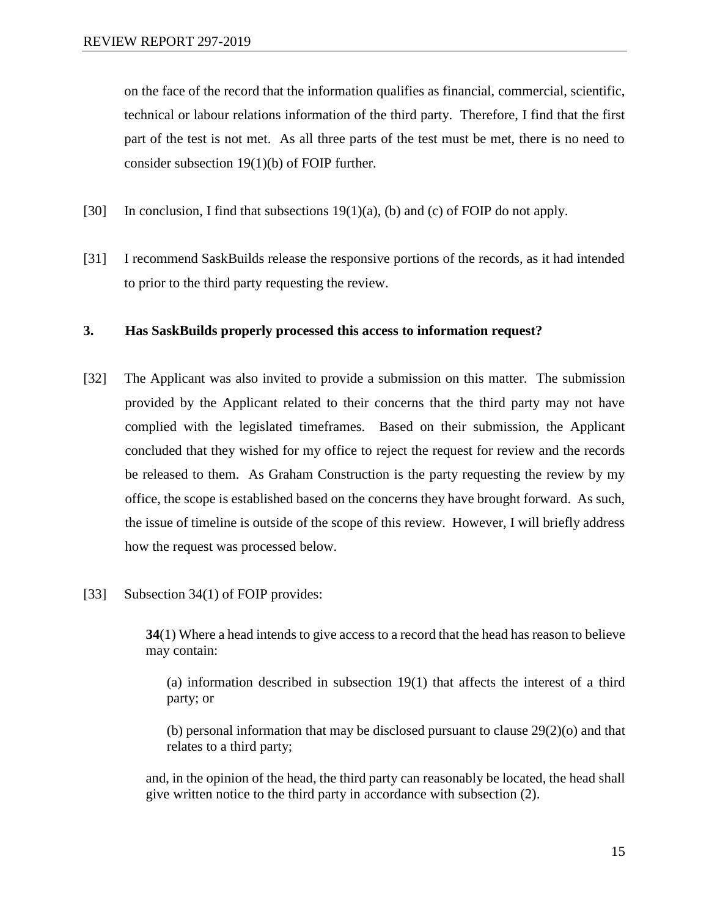on the face of the record that the information qualifies as financial, commercial, scientific, technical or labour relations information of the third party. Therefore, I find that the first part of the test is not met. As all three parts of the test must be met, there is no need to consider subsection 19(1)(b) of FOIP further.

[30] In conclusion, I find that subsections 19(1)(a), (b) and (c) of FOIP do not apply.

[31] I recommend SaskBuilds release the responsive portions of the records, as it had intended to prior to the third party requesting the review.

### 3. Has SaskBuilds properly processed this access to information request?

[32] The Applicant was also invited to provide a submission on this matter. The submission provided by the Applicant related to their concerns that the third party may not have complied with the legislated timeframes. Based on their submission, the Applicant concluded that they wished for my office to reject the request for review and the records be released to them. As Graham Construction is the party requesting the review by my office, the scope is established based on the concerns they have brought forward. As such, the issue of timeline is outside of the scope of this review. However, I will briefly address how the request was processed below.

[33] Subsection 34(1) of FOIP provides:

> **34**(1) Where a head intends to give access to a record that the head has reason to believe may contain:
>
> (a) information described in subsection 19(1) that affects the interest of a third party; or
>
> (b) personal information that may be disclosed pursuant to clause 29(2)(o) and that relates to a third party;
>
> and, in the opinion of the head, the third party can reasonably be located, the head shall give written notice to the third party in accordance with subsection (2).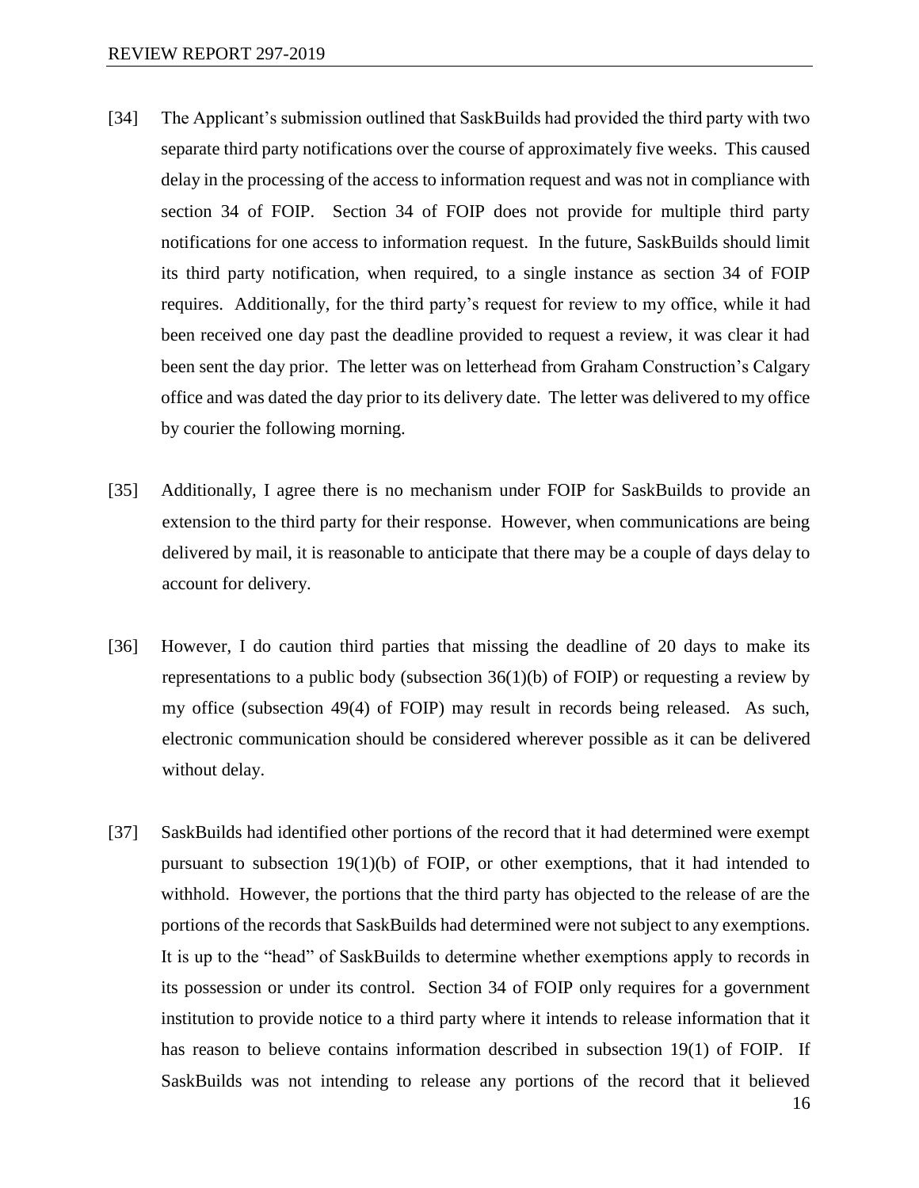[34] The Applicant's submission outlined that SaskBuilds had provided the third party with two separate third party notifications over the course of approximately five weeks. This caused delay in the processing of the access to information request and was not in compliance with section 34 of FOIP. Section 34 of FOIP does not provide for multiple third party notifications for one access to information request. In the future, SaskBuilds should limit its third party notification, when required, to a single instance as section 34 of FOIP requires. Additionally, for the third party's request for review to my office, while it had been received one day past the deadline provided to request a review, it was clear it had been sent the day prior. The letter was on letterhead from Graham Construction's Calgary office and was dated the day prior to its delivery date. The letter was delivered to my office by courier the following morning.

[35] Additionally, I agree there is no mechanism under FOIP for SaskBuilds to provide an extension to the third party for their response. However, when communications are being delivered by mail, it is reasonable to anticipate that there may be a couple of days delay to account for delivery.

[36] However, I do caution third parties that missing the deadline of 20 days to make its representations to a public body (subsection 36(1)(b) of FOIP) or requesting a review by my office (subsection 49(4) of FOIP) may result in records being released. As such, electronic communication should be considered wherever possible as it can be delivered without delay.

[37] SaskBuilds had identified other portions of the record that it had determined were exempt pursuant to subsection 19(1)(b) of FOIP, or other exemptions, that it had intended to withhold. However, the portions that the third party has objected to the release of are the portions of the records that SaskBuilds had determined were not subject to any exemptions. It is up to the "head" of SaskBuilds to determine whether exemptions apply to records in its possession or under its control. Section 34 of FOIP only requires for a government institution to provide notice to a third party where it intends to release information that it has reason to believe contains information described in subsection 19(1) of FOIP. If SaskBuilds was not intending to release any portions of the record that it believed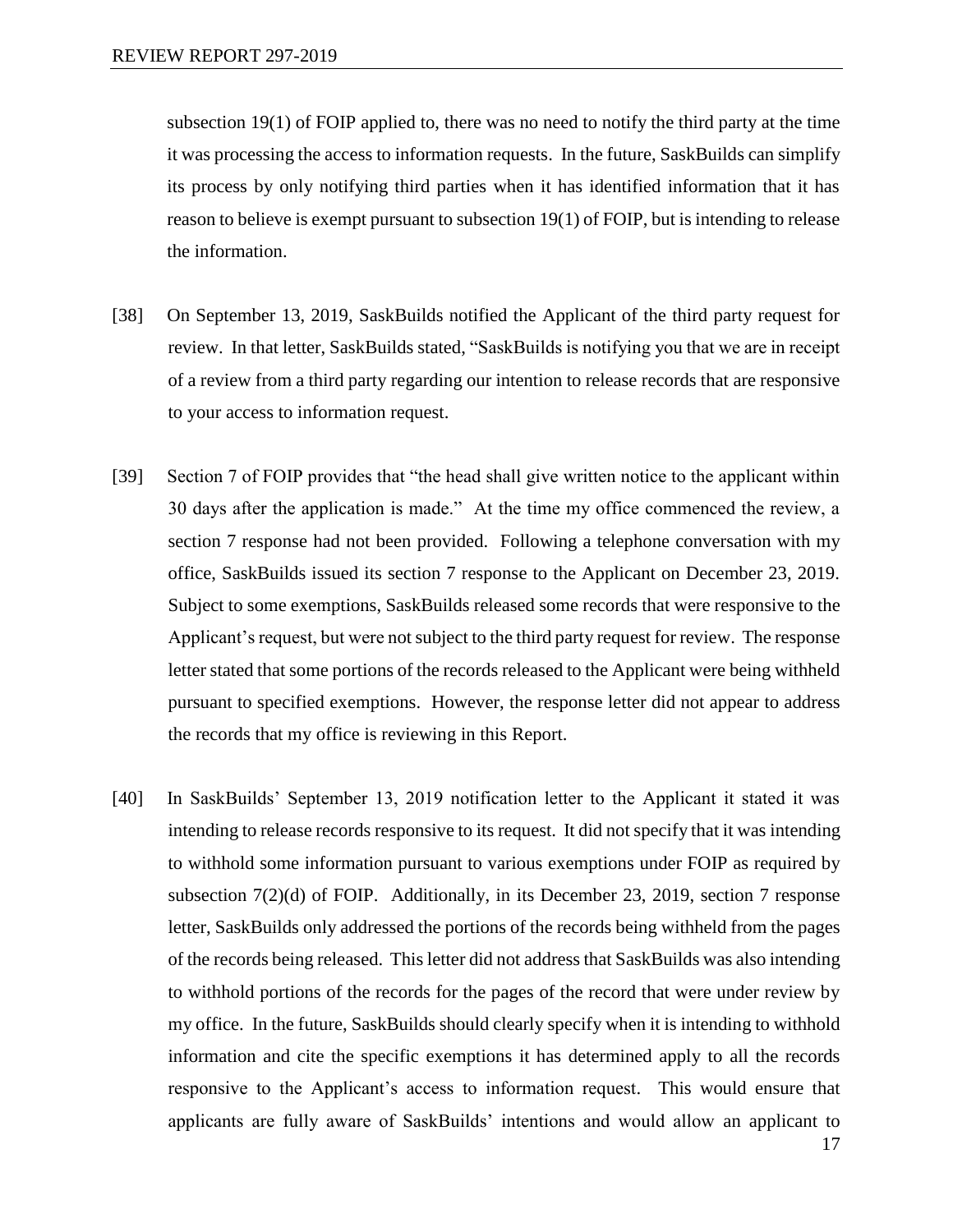subsection 19(1) of FOIP applied to, there was no need to notify the third party at the time it was processing the access to information requests. In the future, SaskBuilds can simplify its process by only notifying third parties when it has identified information that it has reason to believe is exempt pursuant to subsection 19(1) of FOIP, but is intending to release the information.

[38] On September 13, 2019, SaskBuilds notified the Applicant of the third party request for review. In that letter, SaskBuilds stated, "SaskBuilds is notifying you that we are in receipt of a review from a third party regarding our intention to release records that are responsive to your access to information request.

[39] Section 7 of FOIP provides that "the head shall give written notice to the applicant within 30 days after the application is made." At the time my office commenced the review, a section 7 response had not been provided. Following a telephone conversation with my office, SaskBuilds issued its section 7 response to the Applicant on December 23, 2019. Subject to some exemptions, SaskBuilds released some records that were responsive to the Applicant's request, but were not subject to the third party request for review. The response letter stated that some portions of the records released to the Applicant were being withheld pursuant to specified exemptions. However, the response letter did not appear to address the records that my office is reviewing in this Report.

[40] In SaskBuilds' September 13, 2019 notification letter to the Applicant it stated it was intending to release records responsive to its request. It did not specify that it was intending to withhold some information pursuant to various exemptions under FOIP as required by subsection 7(2)(d) of FOIP. Additionally, in its December 23, 2019, section 7 response letter, SaskBuilds only addressed the portions of the records being withheld from the pages of the records being released. This letter did not address that SaskBuilds was also intending to withhold portions of the records for the pages of the record that were under review by my office. In the future, SaskBuilds should clearly specify when it is intending to withhold information and cite the specific exemptions it has determined apply to all the records responsive to the Applicant's access to information request. This would ensure that applicants are fully aware of SaskBuilds' intentions and would allow an applicant to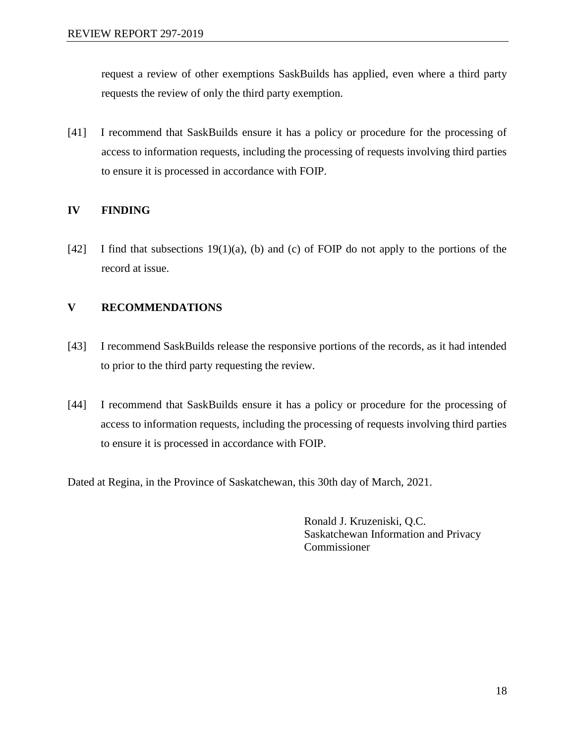request a review of other exemptions SaskBuilds has applied, even where a third party requests the review of only the third party exemption.

[41] I recommend that SaskBuilds ensure it has a policy or procedure for the processing of access to information requests, including the processing of requests involving third parties to ensure it is processed in accordance with FOIP.

## IV FINDING

[42] I find that subsections 19(1)(a), (b) and (c) of FOIP do not apply to the portions of the record at issue.

## V RECOMMENDATIONS

[43] I recommend SaskBuilds release the responsive portions of the records, as it had intended to prior to the third party requesting the review.

[44] I recommend that SaskBuilds ensure it has a policy or procedure for the processing of access to information requests, including the processing of requests involving third parties to ensure it is processed in accordance with FOIP.

Dated at Regina, in the Province of Saskatchewan, this 30th day of March, 2021.

Ronald J. Kruzeniski, Q.C.
Saskatchewan Information and Privacy Commissioner